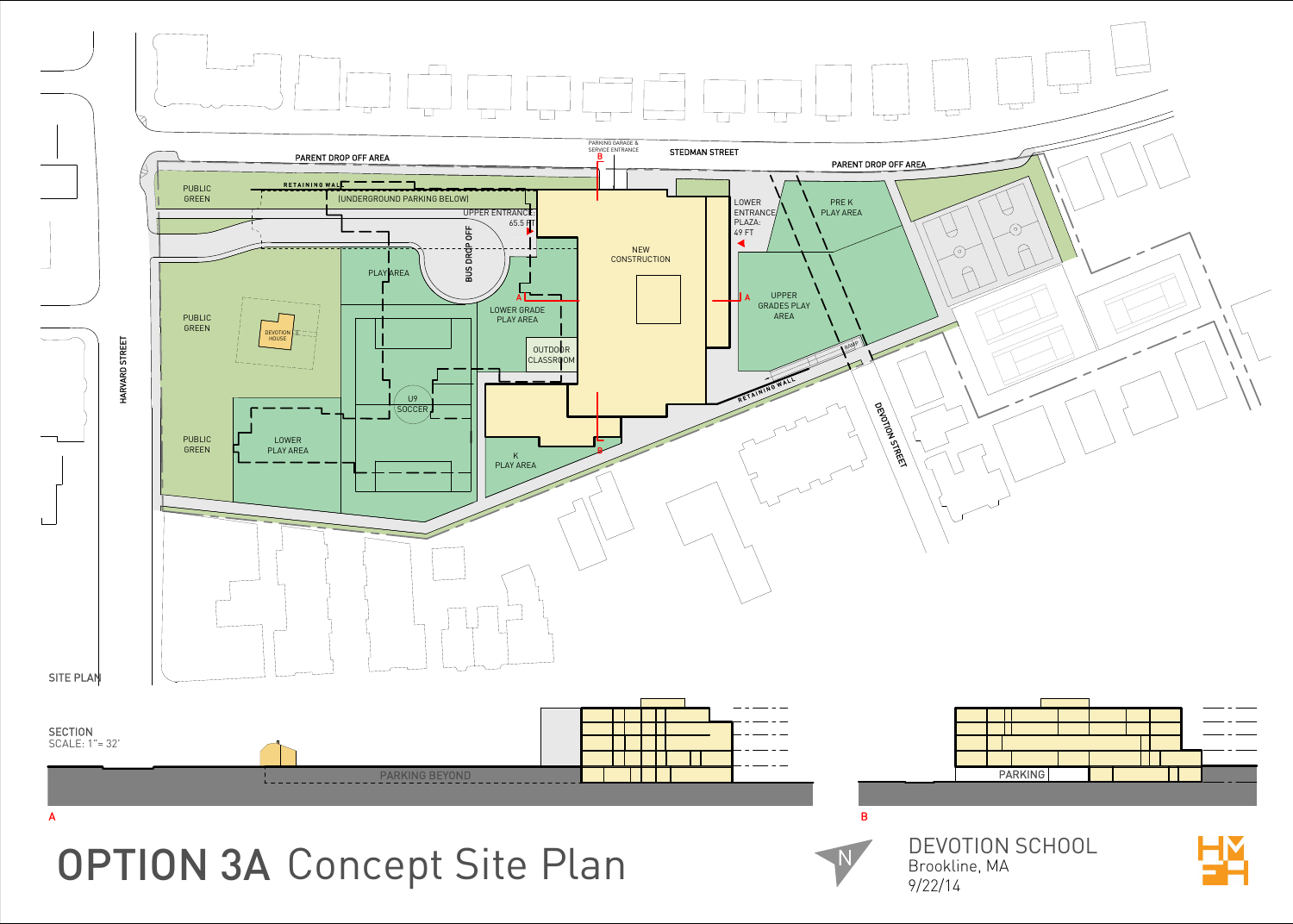# OPTION 3A Concept Site Plan

DEVOTION SCHOOL
Brookline, MA
9/22/14

SITE PLAN

PARENT DROP OFF AREA

PARKING GARAGE & SERVICE ENTRANCE

STEDMAN STREET

PARENT DROP OFF AREA

PUBLIC GREEN

RETAINING WALL

(UNDERGROUND PARKING BELOW)

UPPER ENTRANCE: 65.5 FT

BUS DROP OFF

NEW CONSTRUCTION

LOWER ENTRANCE PLAZA: 49 FT

PRE K PLAY AREA

PLAY AREA

LOWER GRADE PLAY AREA

UPPER GRADES PLAY AREA

PUBLIC GREEN

DEVOTION HOUSE

HARVARD STREET

OUTDOOR CLASSROOM

RAMP

RETAINING WALL

U9 SOCCER

DEVOTION STREET

PUBLIC GREEN

LOWER PLAY AREA

K PLAY AREA

SECTION
SCALE: 1"= 32'

PARKING BEYOND

A

PARKING

B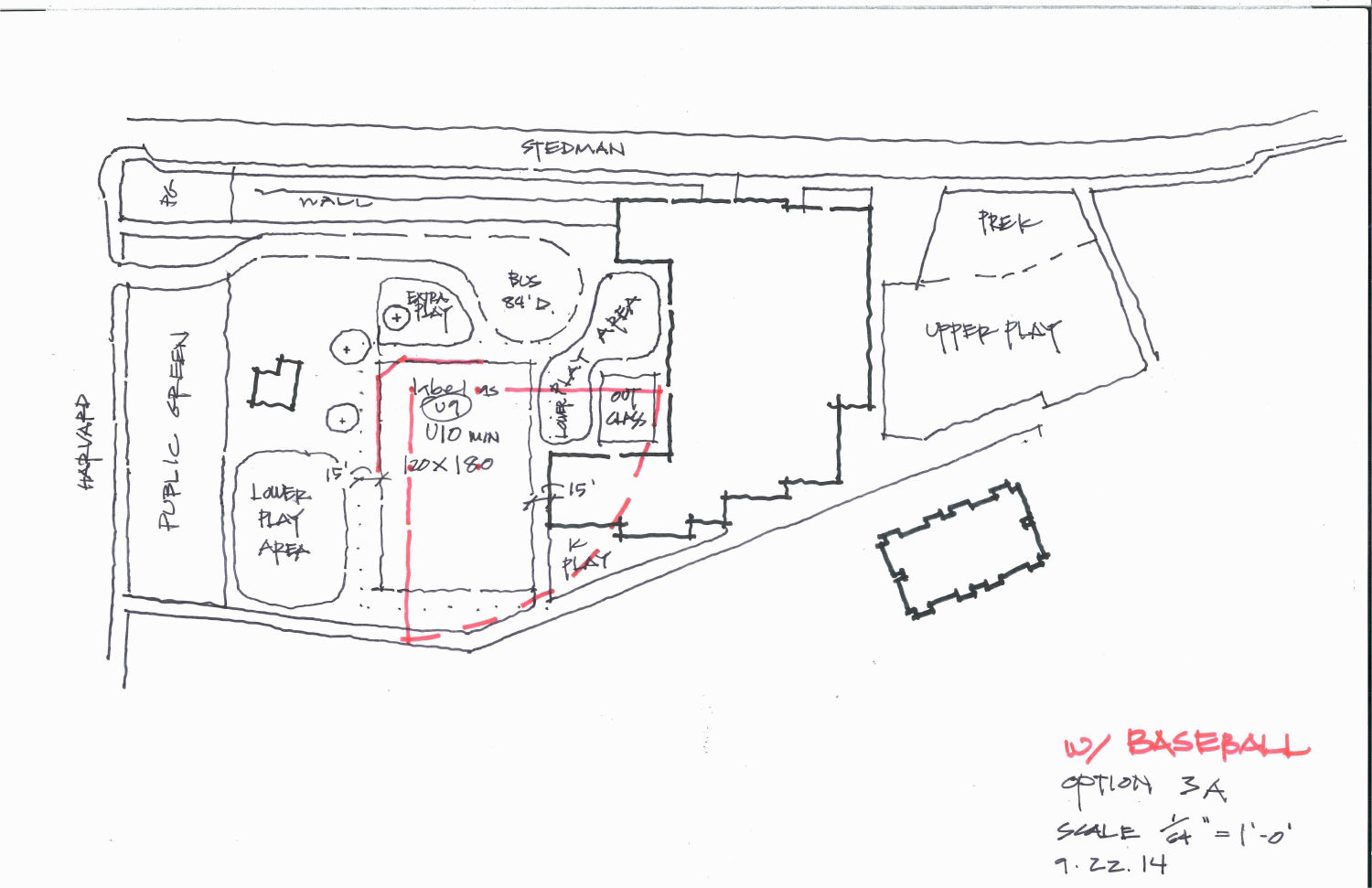STEDMAN

WALL

BC

BUS 84' D.

EXTRA PLAY

AREA

LOWER PLAY

OUT CLASS

U9

U10 MIN

120 X 180

15'

15'

HARVARD

PUBLIC GREEN

LOWER PLAY AREA

K PLAY

PREK

UPPER PLAY

W/ BASEBALL

OPTION 3A

SCALE 1/64" = 1'-0"

9.22.14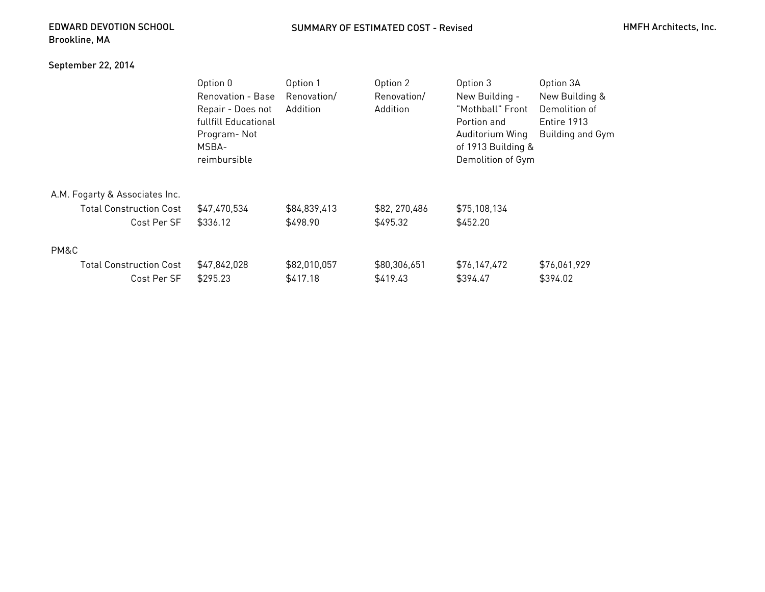EDWARD DEVOTION SCHOOL
Brookline, MA

## SUMMARY OF ESTIMATED COST - Revised

HMFH Architects, Inc.

September 22, 2014

| | Option 0 Renovation - Base Repair - Does not fullfill Educational Program- Not MSBA-reimbursible | Option 1 Renovation/ Addition | Option 2 Renovation/ Addition | Option 3 New Building - "Mothball" Front Portion and Auditorium Wing of 1913 Building & Demolition of Gym | Option 3A New Building & Demolition of Entire 1913 Building and Gym |
|---|---|---|---|---|---|
| A.M. Fogarty & Associates Inc. | | | | | |
| Total Construction Cost | $47,470,534 | $84,839,413 | $82, 270,486 | $75,108,134 | |
| Cost Per SF | $336.12 | $498.90 | $495.32 | $452.20 | |
| PM&C | | | | | |
| Total Construction Cost | $47,842,028 | $82,010,057 | $80,306,651 | $76,147,472 | $76,061,929 |
| Cost Per SF | $295.23 | $417.18 | $419.43 | $394.47 | $394.02 |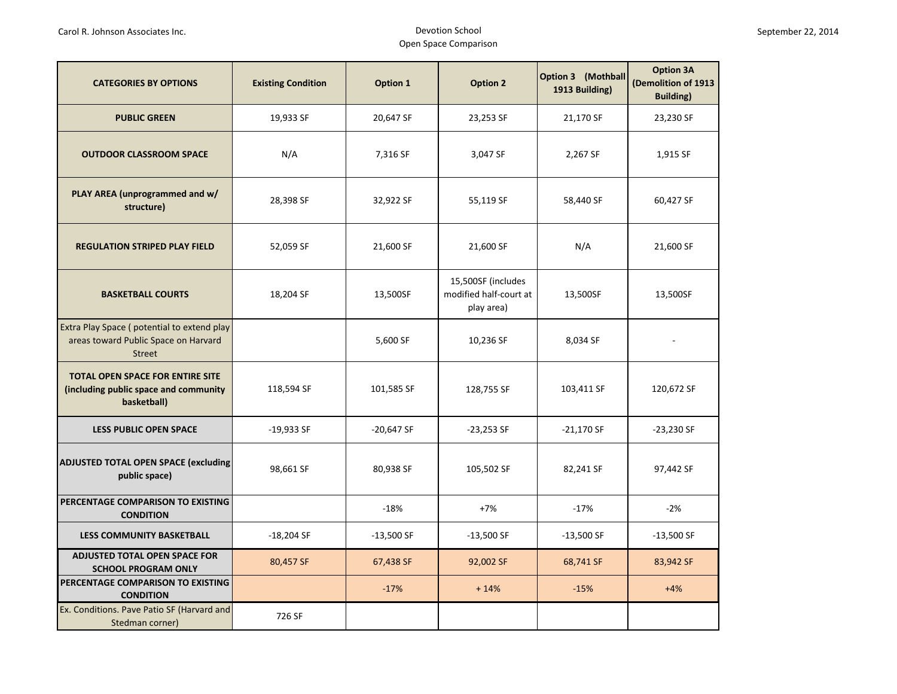Carol R. Johnson Associates Inc.

# Devotion School
## Open Space Comparison

September 22, 2014

| CATEGORIES BY OPTIONS | Existing Condition | Option 1 | Option 2 | Option 3 (Mothball 1913 Building) | Option 3A (Demolition of 1913 Building) |
|---|---|---|---|---|---|
| **PUBLIC GREEN** | 19,933 SF | 20,647 SF | 23,253 SF | 21,170 SF | 23,230 SF |
| **OUTDOOR CLASSROOM SPACE** | N/A | 7,316 SF | 3,047 SF | 2,267 SF | 1,915 SF |
| **PLAY AREA (unprogrammed and w/ structure)** | 28,398 SF | 32,922 SF | 55,119 SF | 58,440 SF | 60,427 SF |
| **REGULATION STRIPED PLAY FIELD** | 52,059 SF | 21,600 SF | 21,600 SF | N/A | 21,600 SF |
| **BASKETBALL COURTS** | 18,204 SF | 13,500SF | 15,500SF (includes modified half-court at play area) | 13,500SF | 13,500SF |
| Extra Play Space ( potential to extend play areas toward Public Space on Harvard Street | | 5,600 SF | 10,236 SF | 8,034 SF | - |
| **TOTAL OPEN SPACE FOR ENTIRE SITE (including public space and community basketball)** | 118,594 SF | 101,585 SF | 128,755 SF | 103,411 SF | 120,672 SF |
| **LESS PUBLIC OPEN SPACE** | -19,933 SF | -20,647 SF | -23,253 SF | -21,170 SF | -23,230 SF |
| **ADJUSTED TOTAL OPEN SPACE (excluding public space)** | 98,661 SF | 80,938 SF | 105,502 SF | 82,241 SF | 97,442 SF |
| **PERCENTAGE COMPARISON TO EXISTING CONDITION** | | -18% | +7% | -17% | -2% |
| **LESS COMMUNITY BASKETBALL** | -18,204 SF | -13,500 SF | -13,500 SF | -13,500 SF | -13,500 SF |
| **ADJUSTED TOTAL OPEN SPACE FOR SCHOOL PROGRAM ONLY** | 80,457 SF | 67,438 SF | 92,002 SF | 68,741 SF | 83,942 SF |
| **PERCENTAGE COMPARISON TO EXISTING CONDITION** | | -17% | + 14% | -15% | +4% |
| Ex. Conditions. Pave Patio SF (Harvard and Stedman corner) | 726 SF | | | | |